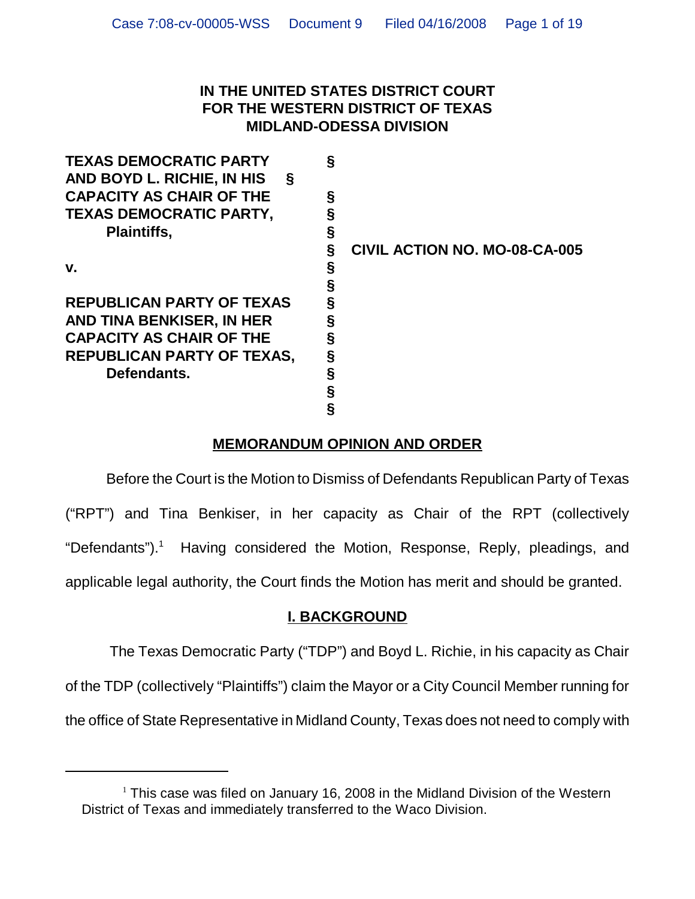**IN THE UNITED STATES DISTRICT COURT**
**FOR THE WESTERN DISTRICT OF TEXAS**
**MIDLAND-ODESSA DIVISION**

| | | |
|---|---|---|
| **TEXAS DEMOCRATIC PARTY** | § | |
| **AND BOYD L. RICHIE, IN HIS** | § | |
| **CAPACITY AS CHAIR OF THE** | § | |
| **TEXAS DEMOCRATIC PARTY,** | § | |
| **Plaintiffs,** | § | |
| | § | **CIVIL ACTION NO. MO-08-CA-005** |
| **v.** | § | |
| | § | |
| **REPUBLICAN PARTY OF TEXAS** | § | |
| **AND TINA BENKISER, IN HER** | § | |
| **CAPACITY AS CHAIR OF THE** | § | |
| **REPUBLICAN PARTY OF TEXAS,** | § | |
| **Defendants.** | § | |
| | § | |
| | § | |

## MEMORANDUM OPINION AND ORDER

Before the Court is the Motion to Dismiss of Defendants Republican Party of Texas ("RPT") and Tina Benkiser, in her capacity as Chair of the RPT (collectively "Defendants").[1] Having considered the Motion, Response, Reply, pleadings, and applicable legal authority, the Court finds the Motion has merit and should be granted.

## I. BACKGROUND

The Texas Democratic Party ("TDP") and Boyd L. Richie, in his capacity as Chair of the TDP (collectively "Plaintiffs") claim the Mayor or a City Council Member running for the office of State Representative in Midland County, Texas does not need to comply with

---

[1] This case was filed on January 16, 2008 in the Midland Division of the Western District of Texas and immediately transferred to the Waco Division.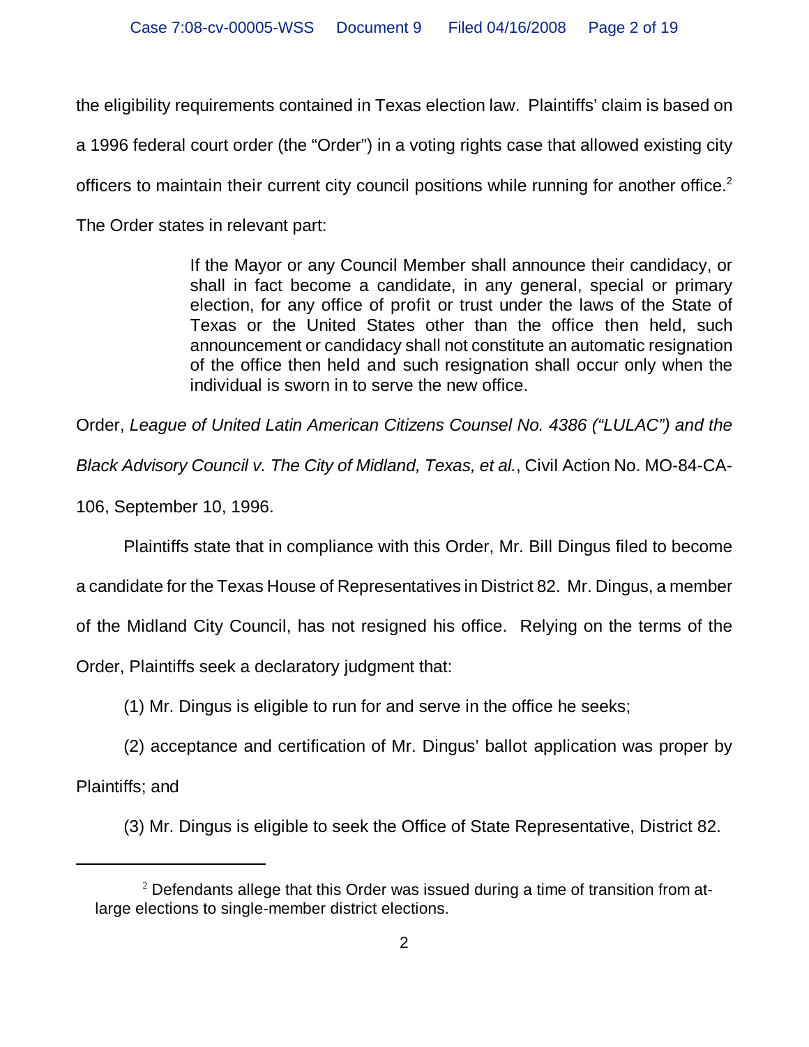the eligibility requirements contained in Texas election law. Plaintiffs' claim is based on a 1996 federal court order (the "Order") in a voting rights case that allowed existing city officers to maintain their current city council positions while running for another office.[2] The Order states in relevant part:

> If the Mayor or any Council Member shall announce their candidacy, or shall in fact become a candidate, in any general, special or primary election, for any office of profit or trust under the laws of the State of Texas or the United States other than the office then held, such announcement or candidacy shall not constitute an automatic resignation of the office then held and such resignation shall occur only when the individual is sworn in to serve the new office.

Order, *League of United Latin American Citizens Counsel No. 4386 ("LULAC") and the Black Advisory Council v. The City of Midland, Texas, et al.*, Civil Action No. MO-84-CA-106, September 10, 1996.

Plaintiffs state that in compliance with this Order, Mr. Bill Dingus filed to become a candidate for the Texas House of Representatives in District 82. Mr. Dingus, a member of the Midland City Council, has not resigned his office. Relying on the terms of the Order, Plaintiffs seek a declaratory judgment that:

(1) Mr. Dingus is eligible to run for and serve in the office he seeks;

(2) acceptance and certification of Mr. Dingus' ballot application was proper by Plaintiffs; and

(3) Mr. Dingus is eligible to seek the Office of State Representative, District 82.

---

[2] Defendants allege that this Order was issued during a time of transition from at-large elections to single-member district elections.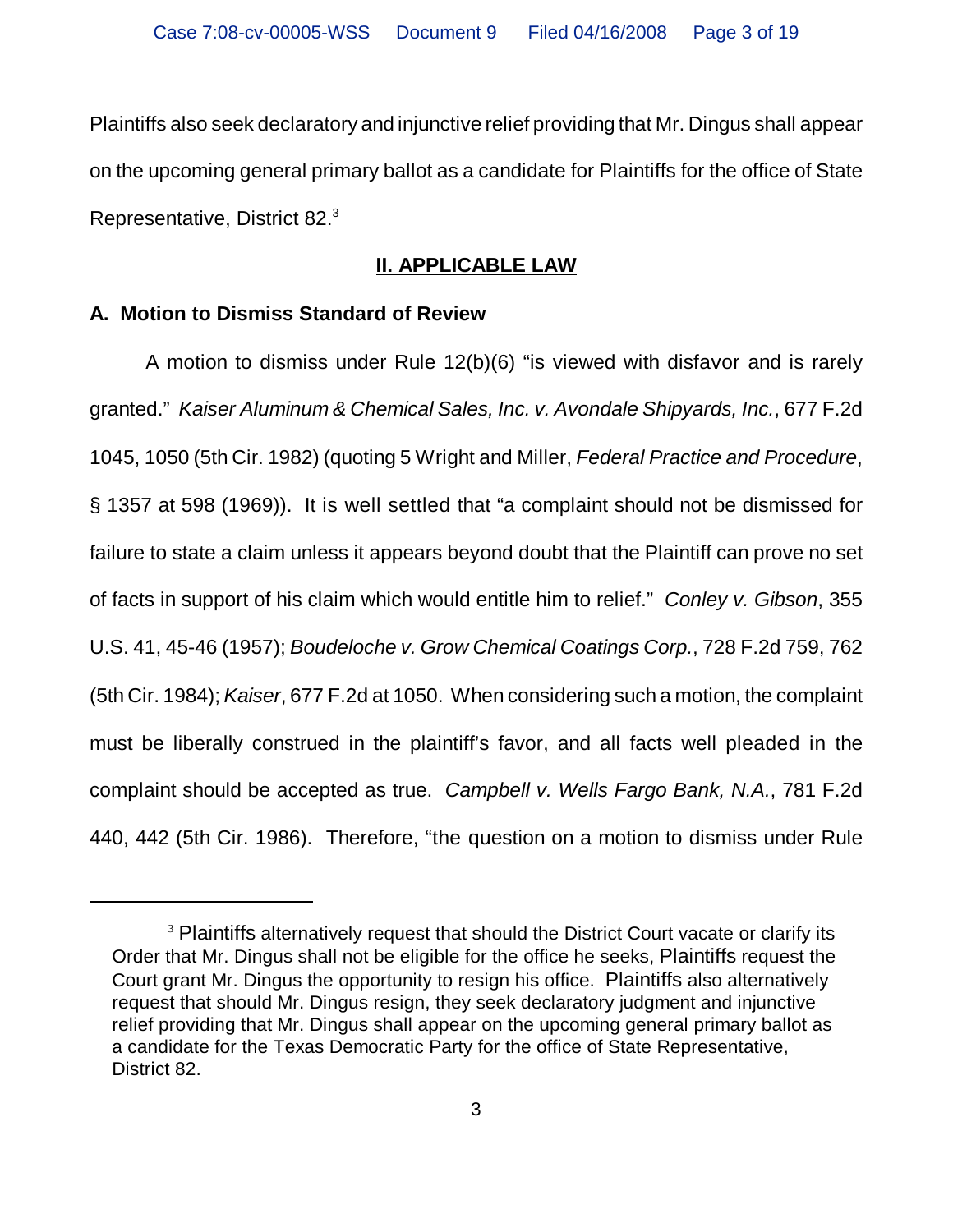Plaintiffs also seek declaratory and injunctive relief providing that Mr. Dingus shall appear on the upcoming general primary ballot as a candidate for Plaintiffs for the office of State Representative, District 82.[3]

## II. APPLICABLE LAW

### A. Motion to Dismiss Standard of Review

A motion to dismiss under Rule 12(b)(6) "is viewed with disfavor and is rarely granted." *Kaiser Aluminum & Chemical Sales, Inc. v. Avondale Shipyards, Inc.*, 677 F.2d 1045, 1050 (5th Cir. 1982) (quoting 5 Wright and Miller, *Federal Practice and Procedure*, § 1357 at 598 (1969)). It is well settled that "a complaint should not be dismissed for failure to state a claim unless it appears beyond doubt that the Plaintiff can prove no set of facts in support of his claim which would entitle him to relief." *Conley v. Gibson*, 355 U.S. 41, 45-46 (1957); *Boudeloche v. Grow Chemical Coatings Corp.*, 728 F.2d 759, 762 (5th Cir. 1984); *Kaiser*, 677 F.2d at 1050. When considering such a motion, the complaint must be liberally construed in the plaintiff's favor, and all facts well pleaded in the complaint should be accepted as true. *Campbell v. Wells Fargo Bank, N.A.*, 781 F.2d 440, 442 (5th Cir. 1986). Therefore, "the question on a motion to dismiss under Rule

---

[3] Plaintiffs alternatively request that should the District Court vacate or clarify its Order that Mr. Dingus shall not be eligible for the office he seeks, Plaintiffs request the Court grant Mr. Dingus the opportunity to resign his office. Plaintiffs also alternatively request that should Mr. Dingus resign, they seek declaratory judgment and injunctive relief providing that Mr. Dingus shall appear on the upcoming general primary ballot as a candidate for the Texas Democratic Party for the office of State Representative, District 82.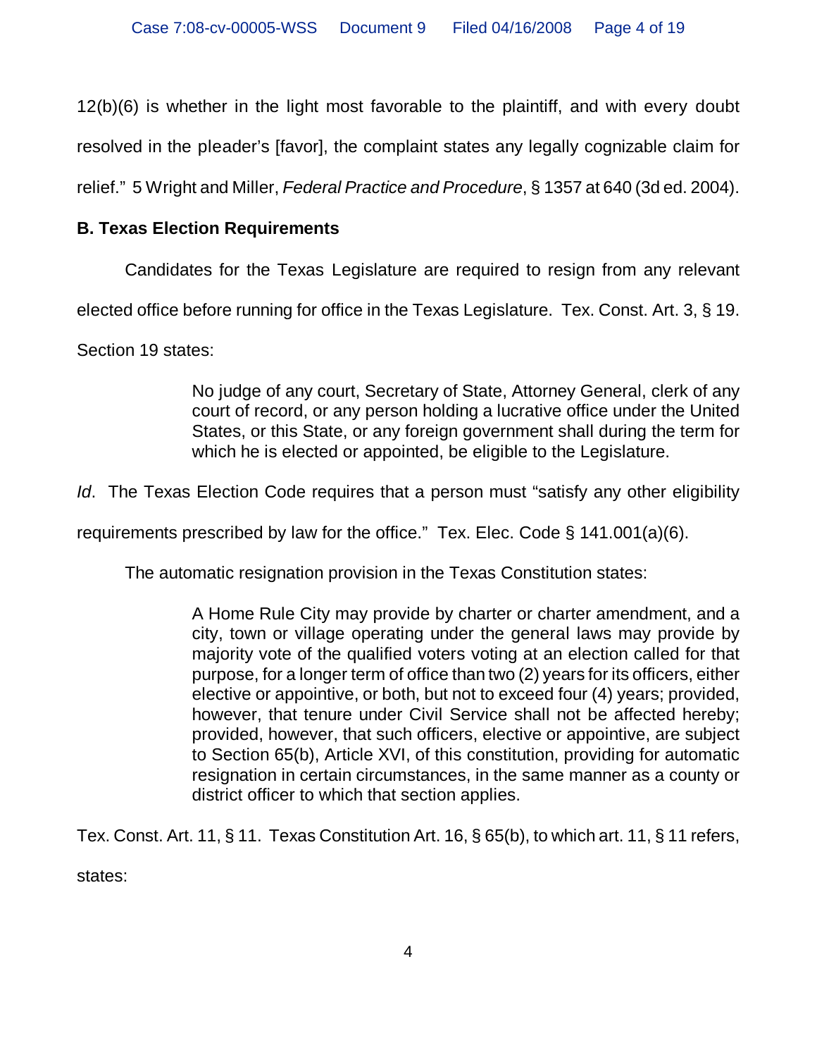12(b)(6) is whether in the light most favorable to the plaintiff, and with every doubt resolved in the pleader's [favor], the complaint states any legally cognizable claim for relief." 5 Wright and Miller, *Federal Practice and Procedure*, § 1357 at 640 (3d ed. 2004).

**B. Texas Election Requirements**

Candidates for the Texas Legislature are required to resign from any relevant elected office before running for office in the Texas Legislature. Tex. Const. Art. 3, § 19. Section 19 states:

> No judge of any court, Secretary of State, Attorney General, clerk of any court of record, or any person holding a lucrative office under the United States, or this State, or any foreign government shall during the term for which he is elected or appointed, be eligible to the Legislature.

*Id*. The Texas Election Code requires that a person must "satisfy any other eligibility requirements prescribed by law for the office." Tex. Elec. Code § 141.001(a)(6).

The automatic resignation provision in the Texas Constitution states:

> A Home Rule City may provide by charter or charter amendment, and a city, town or village operating under the general laws may provide by majority vote of the qualified voters voting at an election called for that purpose, for a longer term of office than two (2) years for its officers, either elective or appointive, or both, but not to exceed four (4) years; provided, however, that tenure under Civil Service shall not be affected hereby; provided, however, that such officers, elective or appointive, are subject to Section 65(b), Article XVI, of this constitution, providing for automatic resignation in certain circumstances, in the same manner as a county or district officer to which that section applies.

Tex. Const. Art. 11, § 11. Texas Constitution Art. 16, § 65(b), to which art. 11, § 11 refers, states: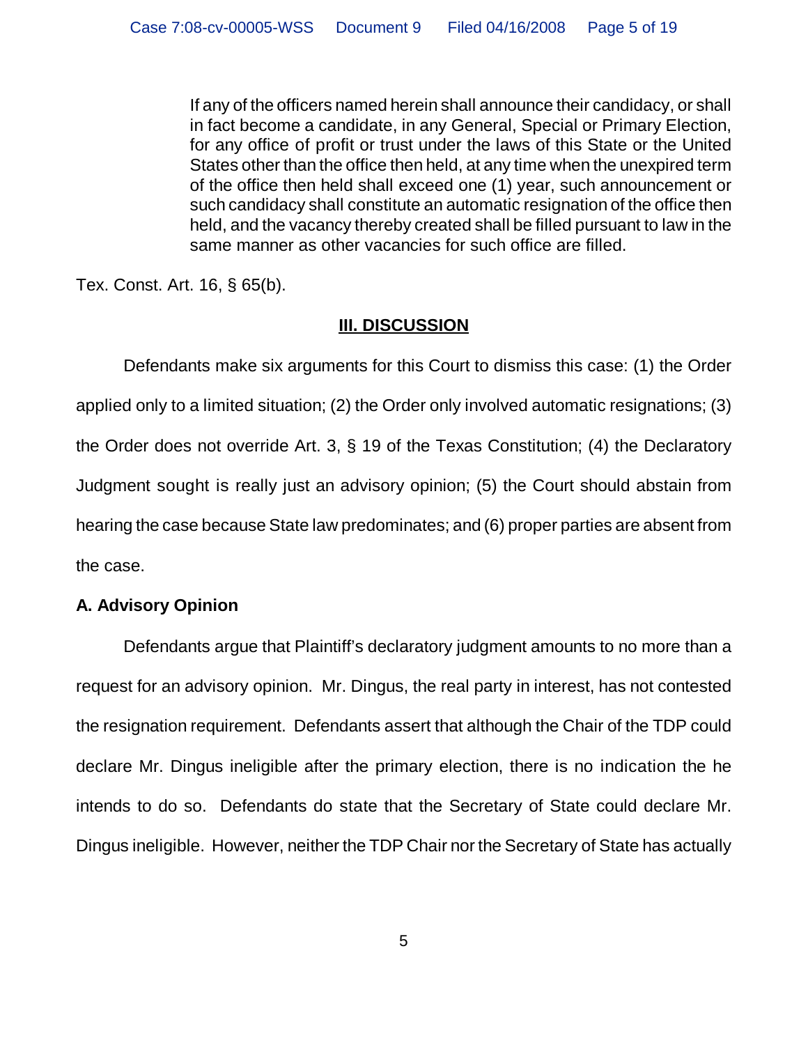> If any of the officers named herein shall announce their candidacy, or shall in fact become a candidate, in any General, Special or Primary Election, for any office of profit or trust under the laws of this State or the United States other than the office then held, at any time when the unexpired term of the office then held shall exceed one (1) year, such announcement or such candidacy shall constitute an automatic resignation of the office then held, and the vacancy thereby created shall be filled pursuant to law in the same manner as other vacancies for such office are filled.

Tex. Const. Art. 16, § 65(b).

## III. DISCUSSION

Defendants make six arguments for this Court to dismiss this case: (1) the Order applied only to a limited situation; (2) the Order only involved automatic resignations; (3) the Order does not override Art. 3, § 19 of the Texas Constitution; (4) the Declaratory Judgment sought is really just an advisory opinion; (5) the Court should abstain from hearing the case because State law predominates; and (6) proper parties are absent from the case.

### A. Advisory Opinion

Defendants argue that Plaintiff's declaratory judgment amounts to no more than a request for an advisory opinion. Mr. Dingus, the real party in interest, has not contested the resignation requirement. Defendants assert that although the Chair of the TDP could declare Mr. Dingus ineligible after the primary election, there is no indication the he intends to do so. Defendants do state that the Secretary of State could declare Mr. Dingus ineligible. However, neither the TDP Chair nor the Secretary of State has actually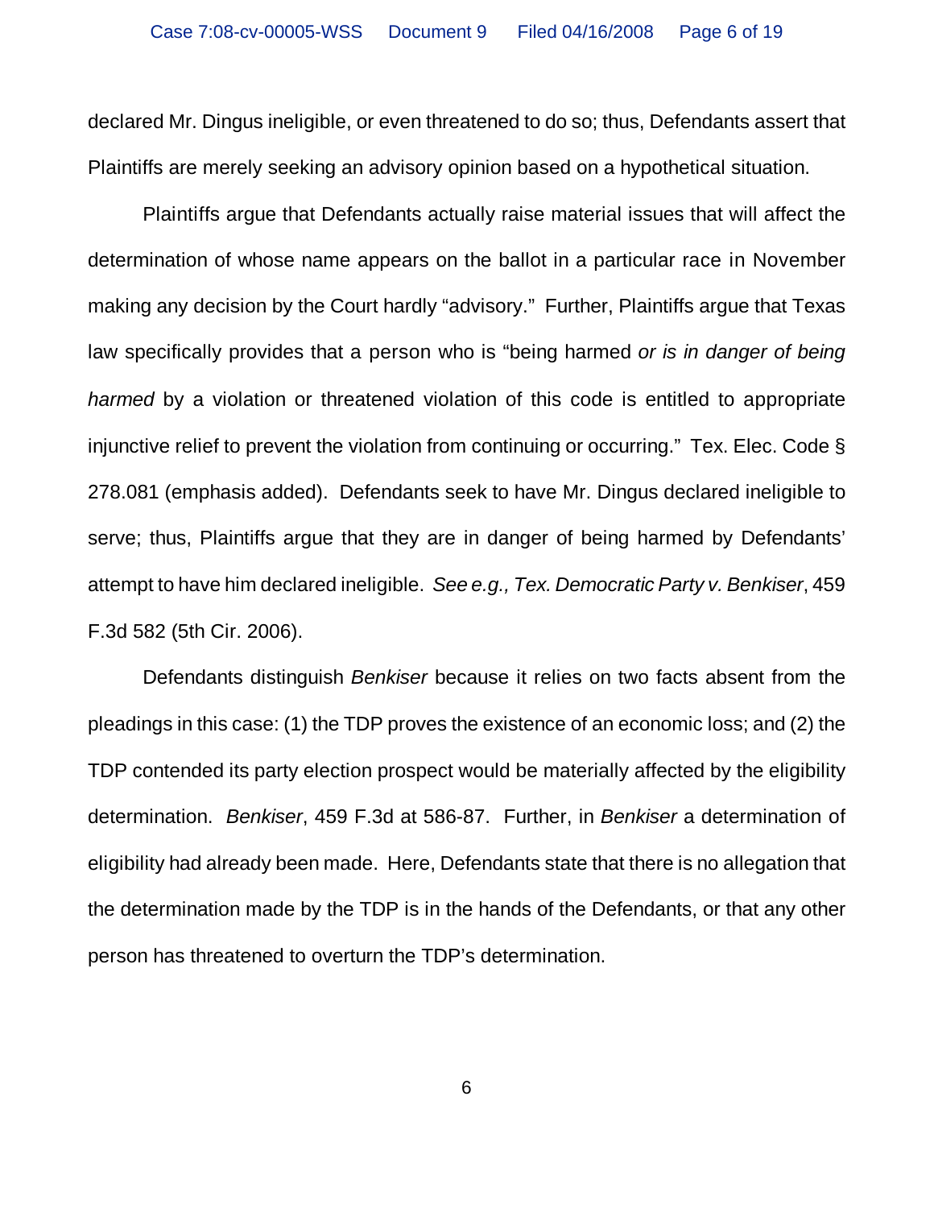declared Mr. Dingus ineligible, or even threatened to do so; thus, Defendants assert that Plaintiffs are merely seeking an advisory opinion based on a hypothetical situation.

Plaintiffs argue that Defendants actually raise material issues that will affect the determination of whose name appears on the ballot in a particular race in November making any decision by the Court hardly "advisory." Further, Plaintiffs argue that Texas law specifically provides that a person who is "being harmed *or is in danger of being harmed* by a violation or threatened violation of this code is entitled to appropriate injunctive relief to prevent the violation from continuing or occurring." Tex. Elec. Code § 278.081 (emphasis added). Defendants seek to have Mr. Dingus declared ineligible to serve; thus, Plaintiffs argue that they are in danger of being harmed by Defendants' attempt to have him declared ineligible. *See e.g., Tex. Democratic Party v. Benkiser*, 459 F.3d 582 (5th Cir. 2006).

Defendants distinguish *Benkiser* because it relies on two facts absent from the pleadings in this case: (1) the TDP proves the existence of an economic loss; and (2) the TDP contended its party election prospect would be materially affected by the eligibility determination. *Benkiser*, 459 F.3d at 586-87. Further, in *Benkiser* a determination of eligibility had already been made. Here, Defendants state that there is no allegation that the determination made by the TDP is in the hands of the Defendants, or that any other person has threatened to overturn the TDP's determination.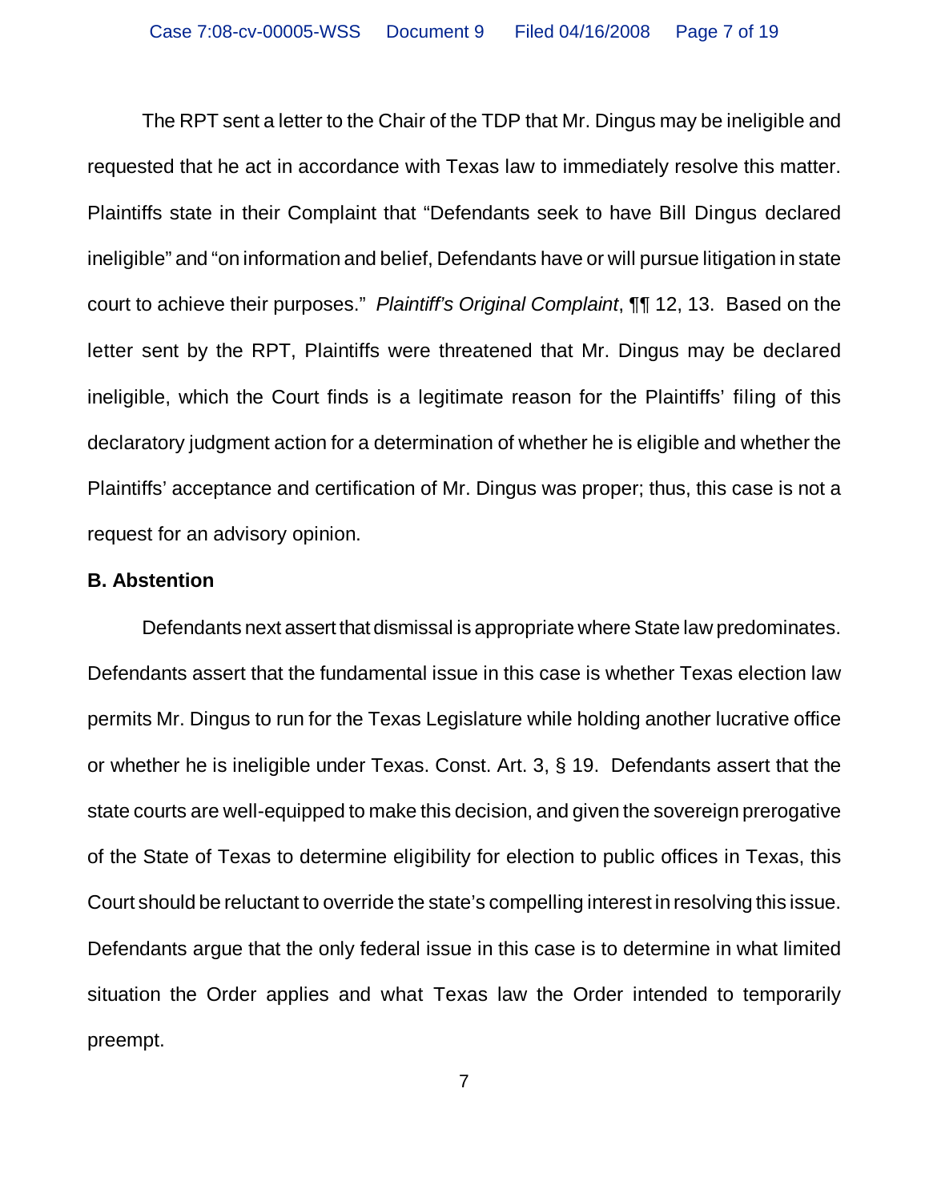The RPT sent a letter to the Chair of the TDP that Mr. Dingus may be ineligible and requested that he act in accordance with Texas law to immediately resolve this matter. Plaintiffs state in their Complaint that "Defendants seek to have Bill Dingus declared ineligible" and "on information and belief, Defendants have or will pursue litigation in state court to achieve their purposes." *Plaintiff's Original Complaint*, ¶¶ 12, 13. Based on the letter sent by the RPT, Plaintiffs were threatened that Mr. Dingus may be declared ineligible, which the Court finds is a legitimate reason for the Plaintiffs' filing of this declaratory judgment action for a determination of whether he is eligible and whether the Plaintiffs' acceptance and certification of Mr. Dingus was proper; thus, this case is not a request for an advisory opinion.

**B. Abstention**

Defendants next assert that dismissal is appropriate where State law predominates. Defendants assert that the fundamental issue in this case is whether Texas election law permits Mr. Dingus to run for the Texas Legislature while holding another lucrative office or whether he is ineligible under Texas. Const. Art. 3, § 19. Defendants assert that the state courts are well-equipped to make this decision, and given the sovereign prerogative of the State of Texas to determine eligibility for election to public offices in Texas, this Court should be reluctant to override the state's compelling interest in resolving this issue. Defendants argue that the only federal issue in this case is to determine in what limited situation the Order applies and what Texas law the Order intended to temporarily preempt.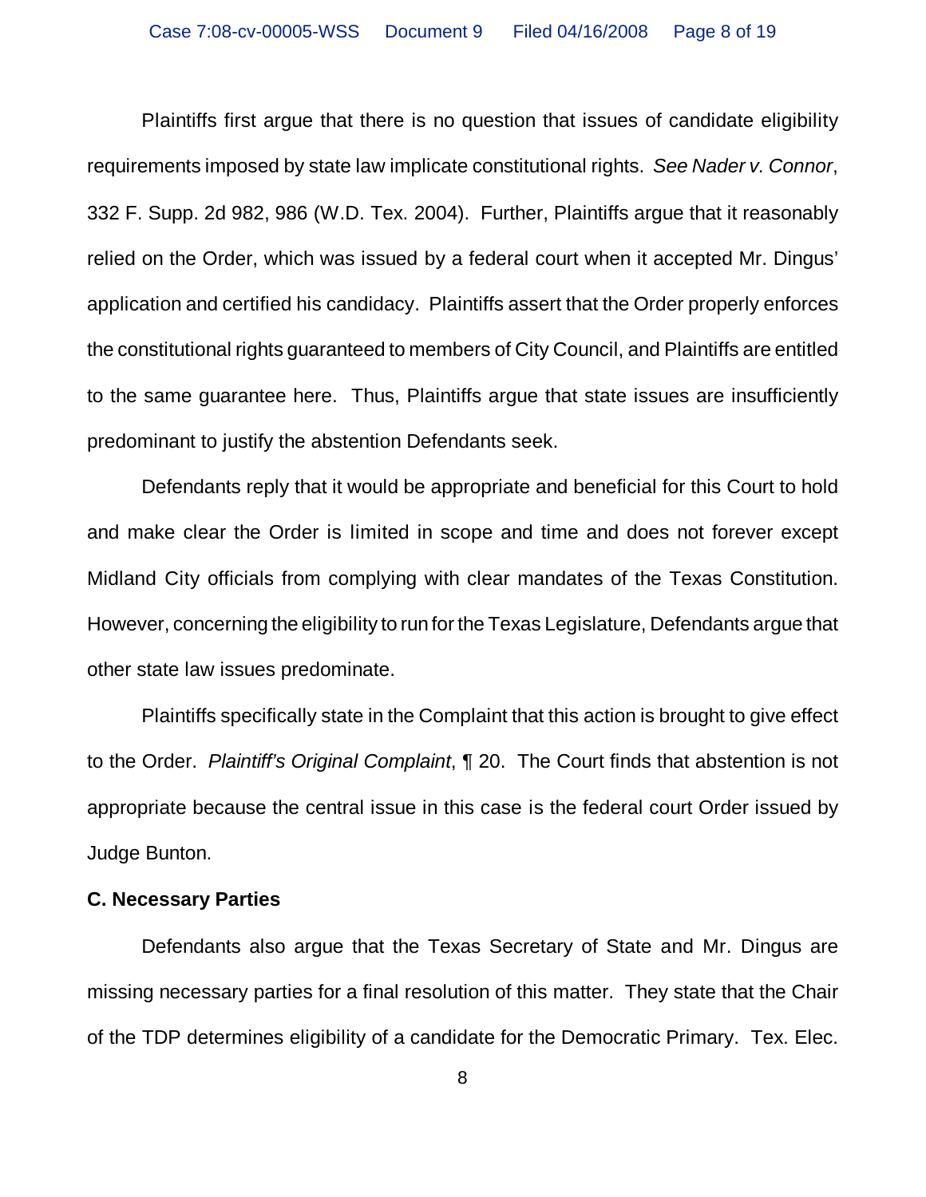Plaintiffs first argue that there is no question that issues of candidate eligibility requirements imposed by state law implicate constitutional rights. *See Nader v. Connor*, 332 F. Supp. 2d 982, 986 (W.D. Tex. 2004). Further, Plaintiffs argue that it reasonably relied on the Order, which was issued by a federal court when it accepted Mr. Dingus' application and certified his candidacy. Plaintiffs assert that the Order properly enforces the constitutional rights guaranteed to members of City Council, and Plaintiffs are entitled to the same guarantee here. Thus, Plaintiffs argue that state issues are insufficiently predominant to justify the abstention Defendants seek.

Defendants reply that it would be appropriate and beneficial for this Court to hold and make clear the Order is limited in scope and time and does not forever except Midland City officials from complying with clear mandates of the Texas Constitution. However, concerning the eligibility to run for the Texas Legislature, Defendants argue that other state law issues predominate.

Plaintiffs specifically state in the Complaint that this action is brought to give effect to the Order. *Plaintiff's Original Complaint*, ¶ 20. The Court finds that abstention is not appropriate because the central issue in this case is the federal court Order issued by Judge Bunton.

**C. Necessary Parties**

Defendants also argue that the Texas Secretary of State and Mr. Dingus are missing necessary parties for a final resolution of this matter. They state that the Chair of the TDP determines eligibility of a candidate for the Democratic Primary. Tex. Elec.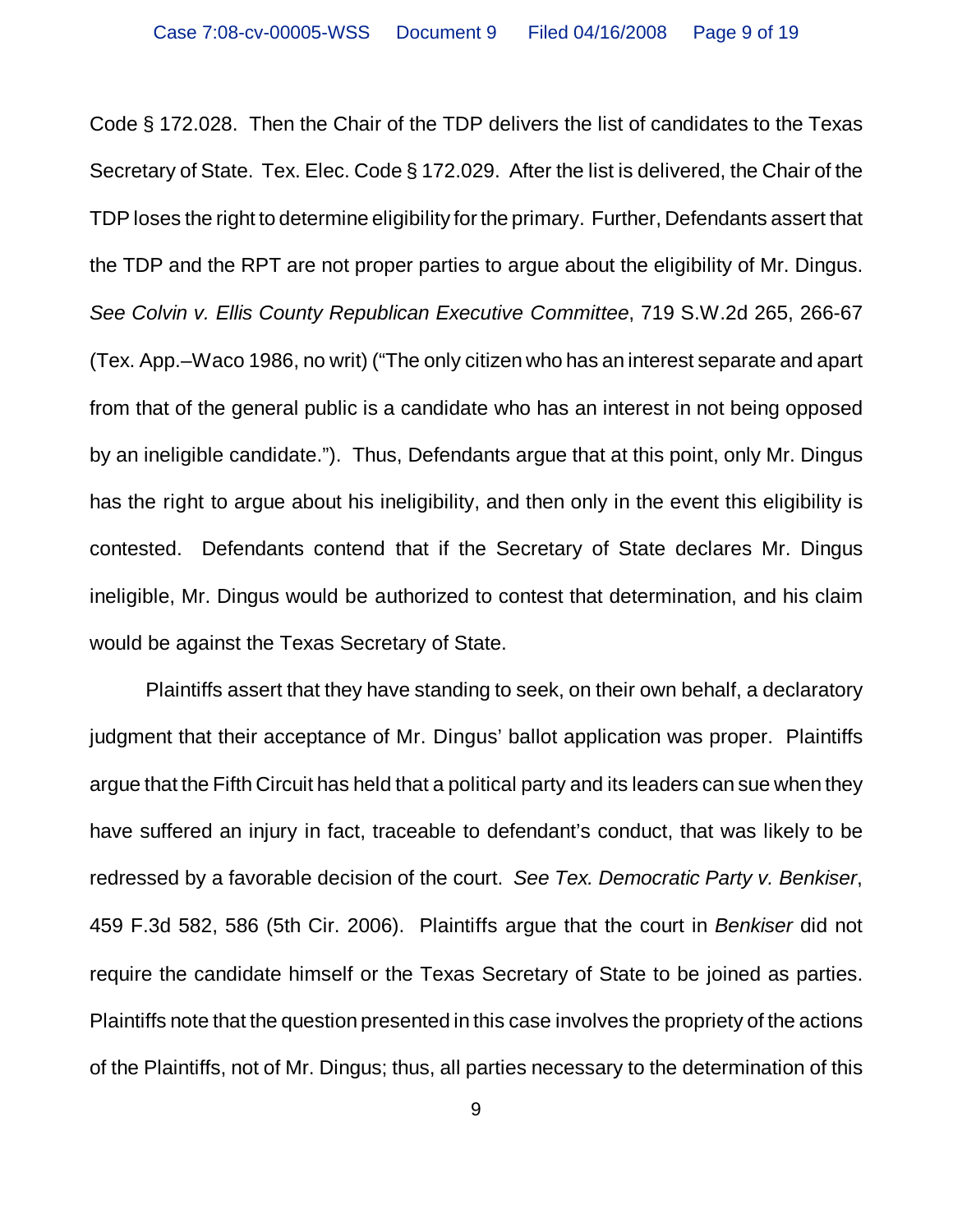Code § 172.028. Then the Chair of the TDP delivers the list of candidates to the Texas Secretary of State. Tex. Elec. Code § 172.029. After the list is delivered, the Chair of the TDP loses the right to determine eligibility for the primary. Further, Defendants assert that the TDP and the RPT are not proper parties to argue about the eligibility of Mr. Dingus. *See Colvin v. Ellis County Republican Executive Committee*, 719 S.W.2d 265, 266-67 (Tex. App.–Waco 1986, no writ) ("The only citizen who has an interest separate and apart from that of the general public is a candidate who has an interest in not being opposed by an ineligible candidate."). Thus, Defendants argue that at this point, only Mr. Dingus has the right to argue about his ineligibility, and then only in the event this eligibility is contested. Defendants contend that if the Secretary of State declares Mr. Dingus ineligible, Mr. Dingus would be authorized to contest that determination, and his claim would be against the Texas Secretary of State.

Plaintiffs assert that they have standing to seek, on their own behalf, a declaratory judgment that their acceptance of Mr. Dingus' ballot application was proper. Plaintiffs argue that the Fifth Circuit has held that a political party and its leaders can sue when they have suffered an injury in fact, traceable to defendant's conduct, that was likely to be redressed by a favorable decision of the court. *See Tex. Democratic Party v. Benkiser*, 459 F.3d 582, 586 (5th Cir. 2006). Plaintiffs argue that the court in *Benkiser* did not require the candidate himself or the Texas Secretary of State to be joined as parties. Plaintiffs note that the question presented in this case involves the propriety of the actions of the Plaintiffs, not of Mr. Dingus; thus, all parties necessary to the determination of this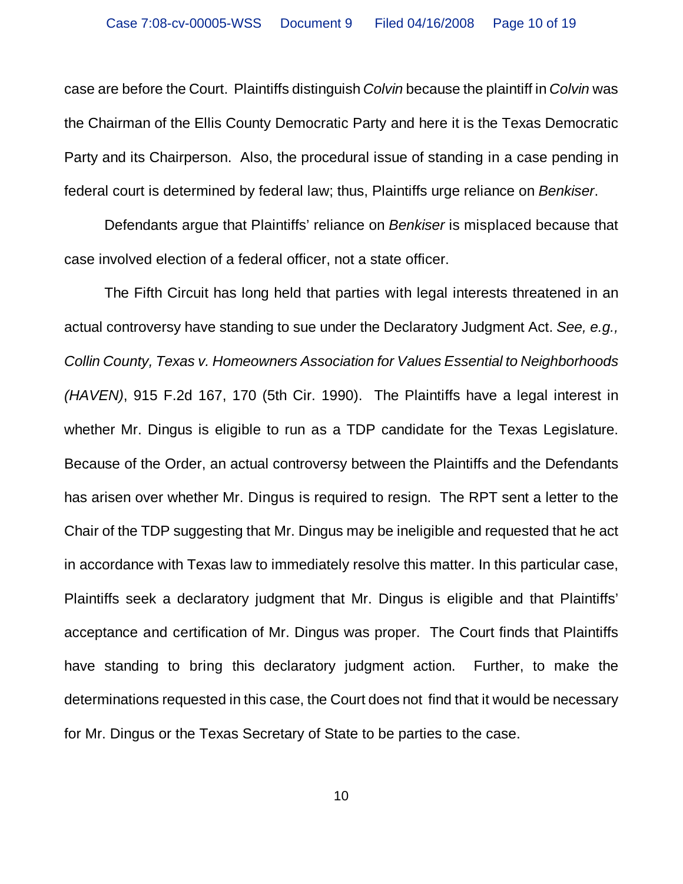case are before the Court. Plaintiffs distinguish *Colvin* because the plaintiff in *Colvin* was the Chairman of the Ellis County Democratic Party and here it is the Texas Democratic Party and its Chairperson. Also, the procedural issue of standing in a case pending in federal court is determined by federal law; thus, Plaintiffs urge reliance on *Benkiser*.

Defendants argue that Plaintiffs' reliance on *Benkiser* is misplaced because that case involved election of a federal officer, not a state officer.

The Fifth Circuit has long held that parties with legal interests threatened in an actual controversy have standing to sue under the Declaratory Judgment Act. *See, e.g., Collin County, Texas v. Homeowners Association for Values Essential to Neighborhoods (HAVEN)*, 915 F.2d 167, 170 (5th Cir. 1990). The Plaintiffs have a legal interest in whether Mr. Dingus is eligible to run as a TDP candidate for the Texas Legislature. Because of the Order, an actual controversy between the Plaintiffs and the Defendants has arisen over whether Mr. Dingus is required to resign. The RPT sent a letter to the Chair of the TDP suggesting that Mr. Dingus may be ineligible and requested that he act in accordance with Texas law to immediately resolve this matter. In this particular case, Plaintiffs seek a declaratory judgment that Mr. Dingus is eligible and that Plaintiffs' acceptance and certification of Mr. Dingus was proper. The Court finds that Plaintiffs have standing to bring this declaratory judgment action. Further, to make the determinations requested in this case, the Court does not find that it would be necessary for Mr. Dingus or the Texas Secretary of State to be parties to the case.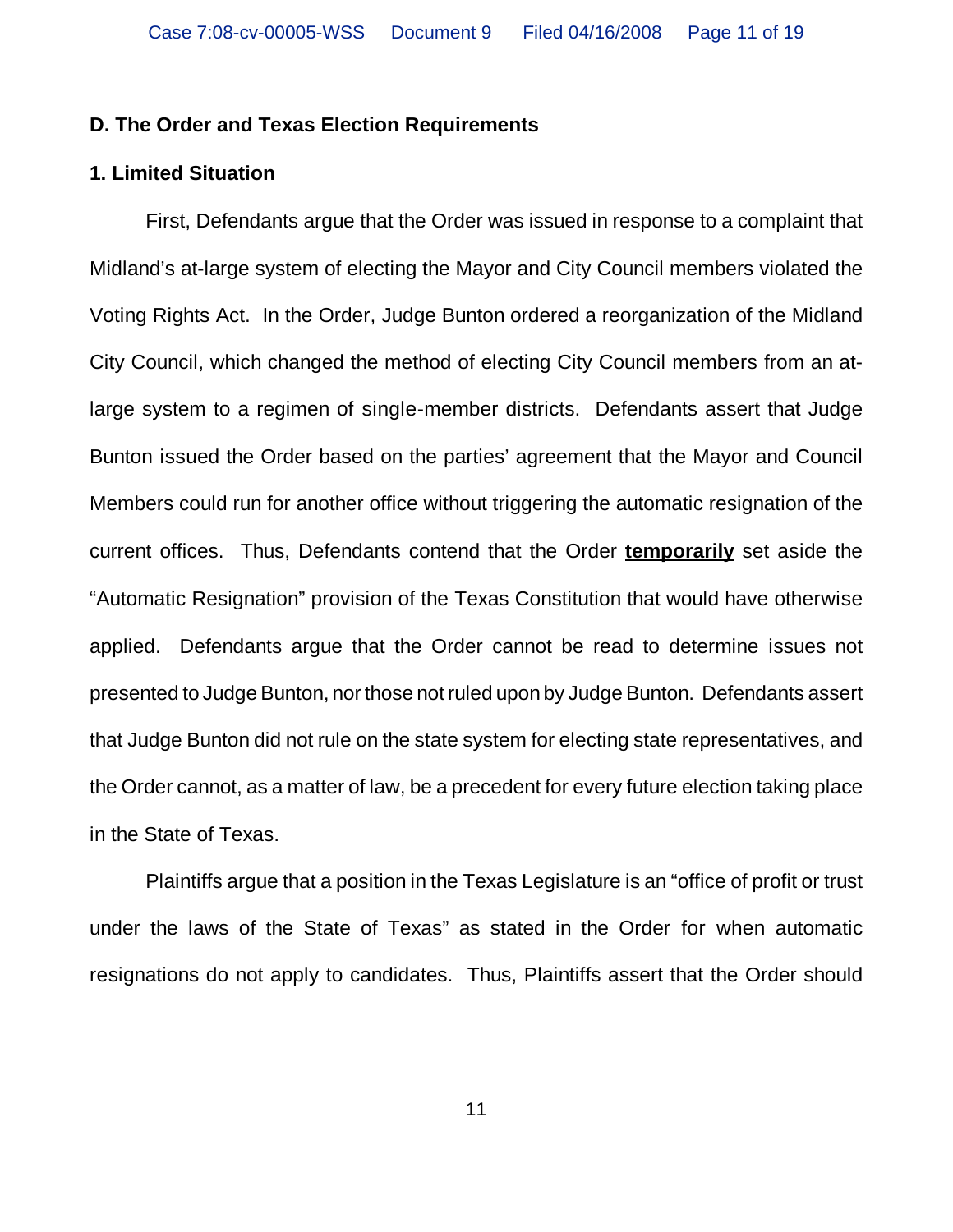### D. The Order and Texas Election Requirements

#### 1. Limited Situation

First, Defendants argue that the Order was issued in response to a complaint that Midland's at-large system of electing the Mayor and City Council members violated the Voting Rights Act. In the Order, Judge Bunton ordered a reorganization of the Midland City Council, which changed the method of electing City Council members from an at-large system to a regimen of single-member districts. Defendants assert that Judge Bunton issued the Order based on the parties' agreement that the Mayor and Council Members could run for another office without triggering the automatic resignation of the current offices. Thus, Defendants contend that the Order **<u>temporarily</u>** set aside the "Automatic Resignation" provision of the Texas Constitution that would have otherwise applied. Defendants argue that the Order cannot be read to determine issues not presented to Judge Bunton, nor those not ruled upon by Judge Bunton. Defendants assert that Judge Bunton did not rule on the state system for electing state representatives, and the Order cannot, as a matter of law, be a precedent for every future election taking place in the State of Texas.

Plaintiffs argue that a position in the Texas Legislature is an "office of profit or trust under the laws of the State of Texas" as stated in the Order for when automatic resignations do not apply to candidates. Thus, Plaintiffs assert that the Order should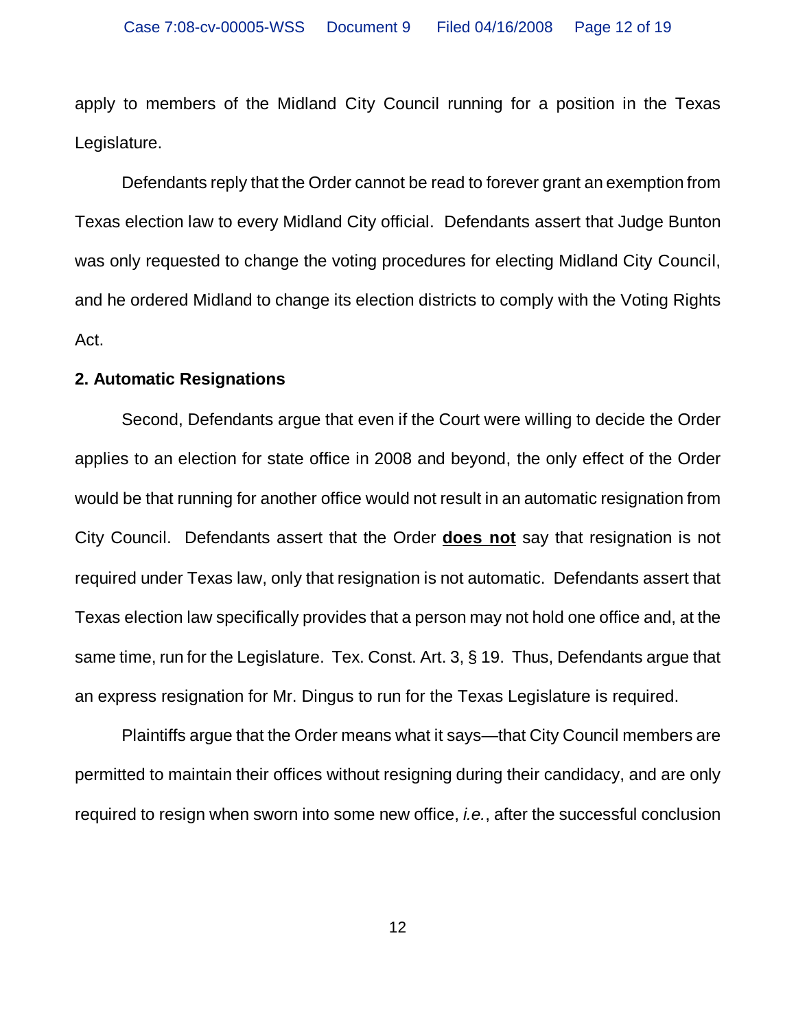apply to members of the Midland City Council running for a position in the Texas Legislature.

Defendants reply that the Order cannot be read to forever grant an exemption from Texas election law to every Midland City official. Defendants assert that Judge Bunton was only requested to change the voting procedures for electing Midland City Council, and he ordered Midland to change its election districts to comply with the Voting Rights Act.

**2. Automatic Resignations**

Second, Defendants argue that even if the Court were willing to decide the Order applies to an election for state office in 2008 and beyond, the only effect of the Order would be that running for another office would not result in an automatic resignation from City Council. Defendants assert that the Order <u>**does not**</u> say that resignation is not required under Texas law, only that resignation is not automatic. Defendants assert that Texas election law specifically provides that a person may not hold one office and, at the same time, run for the Legislature. Tex. Const. Art. 3, § 19. Thus, Defendants argue that an express resignation for Mr. Dingus to run for the Texas Legislature is required.

Plaintiffs argue that the Order means what it says—that City Council members are permitted to maintain their offices without resigning during their candidacy, and are only required to resign when sworn into some new office, *i.e.*, after the successful conclusion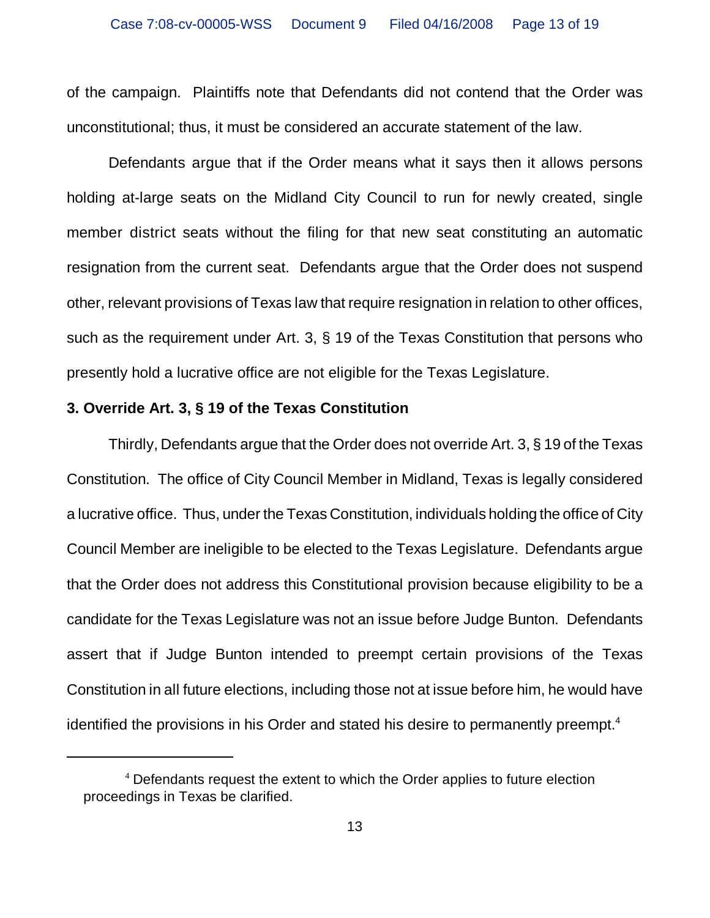of the campaign. Plaintiffs note that Defendants did not contend that the Order was unconstitutional; thus, it must be considered an accurate statement of the law.

Defendants argue that if the Order means what it says then it allows persons holding at-large seats on the Midland City Council to run for newly created, single member district seats without the filing for that new seat constituting an automatic resignation from the current seat. Defendants argue that the Order does not suspend other, relevant provisions of Texas law that require resignation in relation to other offices, such as the requirement under Art. 3, § 19 of the Texas Constitution that persons who presently hold a lucrative office are not eligible for the Texas Legislature.

**3. Override Art. 3, § 19 of the Texas Constitution**

Thirdly, Defendants argue that the Order does not override Art. 3, § 19 of the Texas Constitution. The office of City Council Member in Midland, Texas is legally considered a lucrative office. Thus, under the Texas Constitution, individuals holding the office of City Council Member are ineligible to be elected to the Texas Legislature. Defendants argue that the Order does not address this Constitutional provision because eligibility to be a candidate for the Texas Legislature was not an issue before Judge Bunton. Defendants assert that if Judge Bunton intended to preempt certain provisions of the Texas Constitution in all future elections, including those not at issue before him, he would have identified the provisions in his Order and stated his desire to permanently preempt.[4]

---

[4] Defendants request the extent to which the Order applies to future election proceedings in Texas be clarified.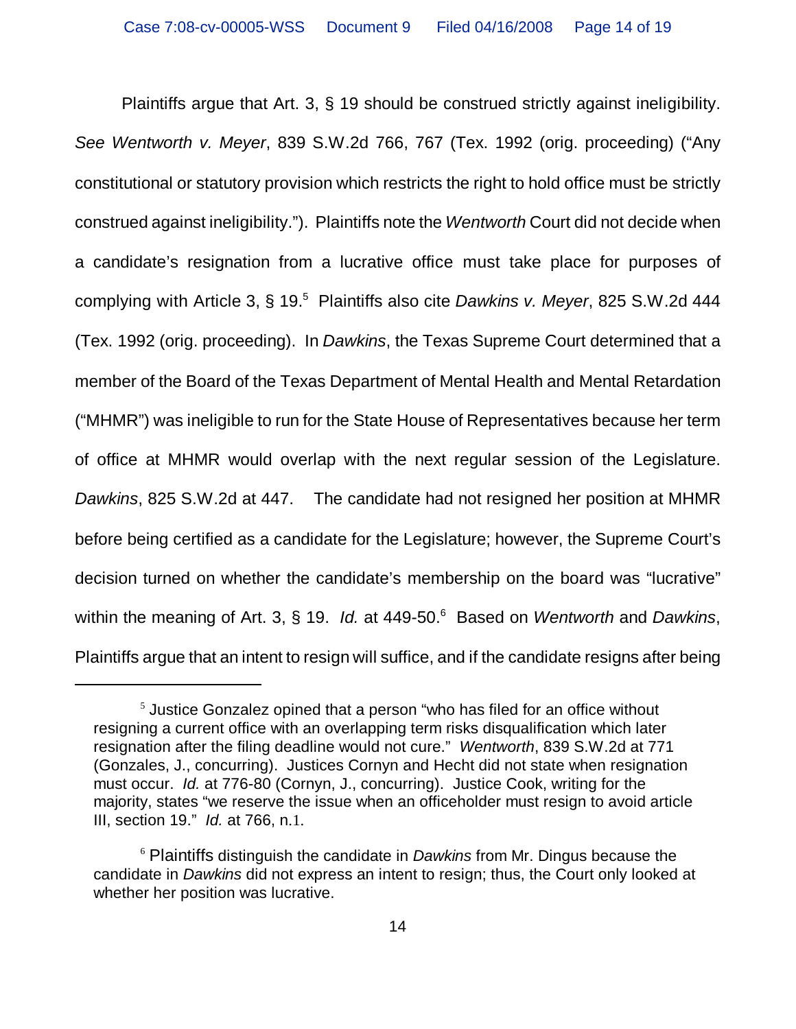Plaintiffs argue that Art. 3, § 19 should be construed strictly against ineligibility. *See Wentworth v. Meyer*, 839 S.W.2d 766, 767 (Tex. 1992 (orig. proceeding) ("Any constitutional or statutory provision which restricts the right to hold office must be strictly construed against ineligibility."). Plaintiffs note the *Wentworth* Court did not decide when a candidate's resignation from a lucrative office must take place for purposes of complying with Article 3, § 19.[5] Plaintiffs also cite *Dawkins v. Meyer*, 825 S.W.2d 444 (Tex. 1992 (orig. proceeding). In *Dawkins*, the Texas Supreme Court determined that a member of the Board of the Texas Department of Mental Health and Mental Retardation ("MHMR") was ineligible to run for the State House of Representatives because her term of office at MHMR would overlap with the next regular session of the Legislature. *Dawkins*, 825 S.W.2d at 447. The candidate had not resigned her position at MHMR before being certified as a candidate for the Legislature; however, the Supreme Court's decision turned on whether the candidate's membership on the board was "lucrative" within the meaning of Art. 3, § 19. *Id.* at 449-50.[6] Based on *Wentworth* and *Dawkins*, Plaintiffs argue that an intent to resign will suffice, and if the candidate resigns after being

---

[5] Justice Gonzalez opined that a person "who has filed for an office without resigning a current office with an overlapping term risks disqualification which later resignation after the filing deadline would not cure." *Wentworth*, 839 S.W.2d at 771 (Gonzales, J., concurring). Justices Cornyn and Hecht did not state when resignation must occur. *Id.* at 776-80 (Cornyn, J., concurring). Justice Cook, writing for the majority, states "we reserve the issue when an officeholder must resign to avoid article III, section 19." *Id.* at 766, n.1.

[6] Plaintiffs distinguish the candidate in *Dawkins* from Mr. Dingus because the candidate in *Dawkins* did not express an intent to resign; thus, the Court only looked at whether her position was lucrative.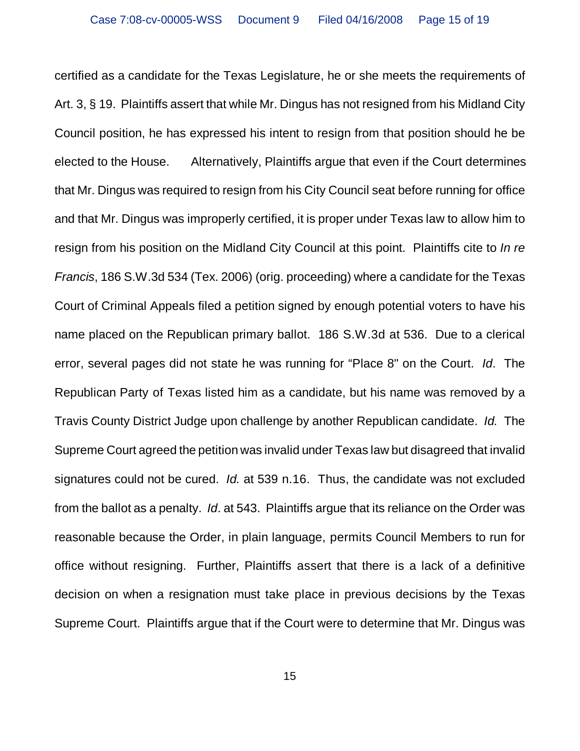certified as a candidate for the Texas Legislature, he or she meets the requirements of Art. 3, § 19. Plaintiffs assert that while Mr. Dingus has not resigned from his Midland City Council position, he has expressed his intent to resign from that position should he be elected to the House. Alternatively, Plaintiffs argue that even if the Court determines that Mr. Dingus was required to resign from his City Council seat before running for office and that Mr. Dingus was improperly certified, it is proper under Texas law to allow him to resign from his position on the Midland City Council at this point. Plaintiffs cite to *In re Francis*, 186 S.W.3d 534 (Tex. 2006) (orig. proceeding) where a candidate for the Texas Court of Criminal Appeals filed a petition signed by enough potential voters to have his name placed on the Republican primary ballot. 186 S.W.3d at 536. Due to a clerical error, several pages did not state he was running for "Place 8" on the Court. *Id*. The Republican Party of Texas listed him as a candidate, but his name was removed by a Travis County District Judge upon challenge by another Republican candidate. *Id.* The Supreme Court agreed the petition was invalid under Texas law but disagreed that invalid signatures could not be cured. *Id.* at 539 n.16. Thus, the candidate was not excluded from the ballot as a penalty. *Id*. at 543. Plaintiffs argue that its reliance on the Order was reasonable because the Order, in plain language, permits Council Members to run for office without resigning. Further, Plaintiffs assert that there is a lack of a definitive decision on when a resignation must take place in previous decisions by the Texas Supreme Court. Plaintiffs argue that if the Court were to determine that Mr. Dingus was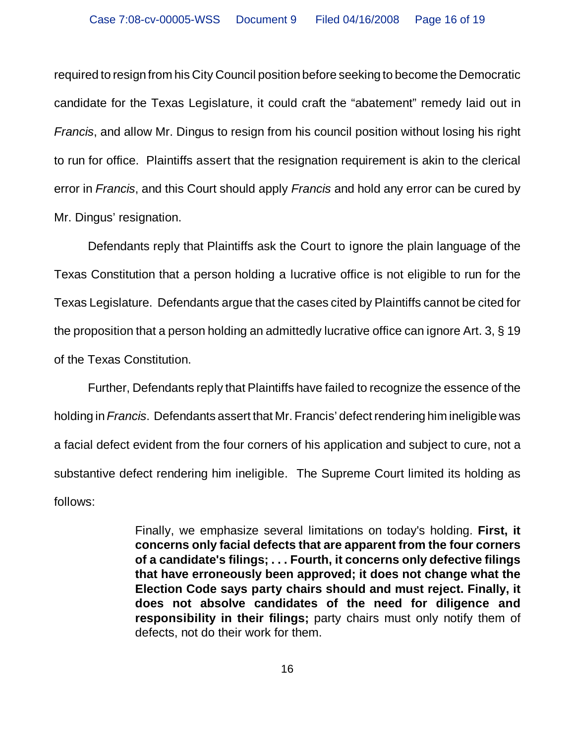required to resign from his City Council position before seeking to become the Democratic candidate for the Texas Legislature, it could craft the "abatement" remedy laid out in *Francis*, and allow Mr. Dingus to resign from his council position without losing his right to run for office. Plaintiffs assert that the resignation requirement is akin to the clerical error in *Francis*, and this Court should apply *Francis* and hold any error can be cured by Mr. Dingus' resignation.

Defendants reply that Plaintiffs ask the Court to ignore the plain language of the Texas Constitution that a person holding a lucrative office is not eligible to run for the Texas Legislature. Defendants argue that the cases cited by Plaintiffs cannot be cited for the proposition that a person holding an admittedly lucrative office can ignore Art. 3, § 19 of the Texas Constitution.

Further, Defendants reply that Plaintiffs have failed to recognize the essence of the holding in *Francis*. Defendants assert that Mr. Francis' defect rendering him ineligible was a facial defect evident from the four corners of his application and subject to cure, not a substantive defect rendering him ineligible. The Supreme Court limited its holding as follows:

> Finally, we emphasize several limitations on today's holding. **First, it concerns only facial defects that are apparent from the four corners of a candidate's filings; . . . Fourth, it concerns only defective filings that have erroneously been approved; it does not change what the Election Code says party chairs should and must reject. Finally, it does not absolve candidates of the need for diligence and responsibility in their filings;** party chairs must only notify them of defects, not do their work for them.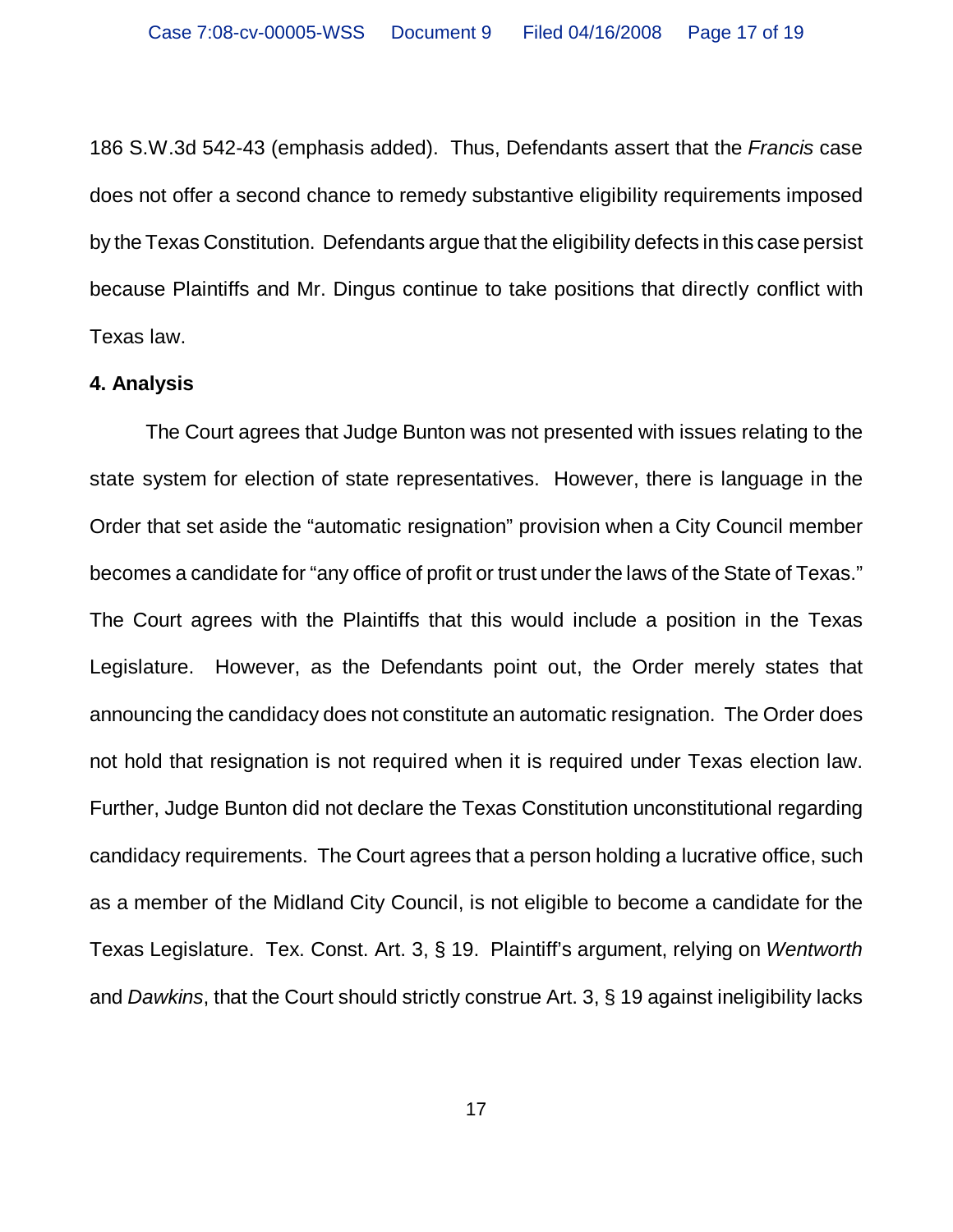186 S.W.3d 542-43 (emphasis added). Thus, Defendants assert that the *Francis* case does not offer a second chance to remedy substantive eligibility requirements imposed by the Texas Constitution. Defendants argue that the eligibility defects in this case persist because Plaintiffs and Mr. Dingus continue to take positions that directly conflict with Texas law.

**4. Analysis**

The Court agrees that Judge Bunton was not presented with issues relating to the state system for election of state representatives. However, there is language in the Order that set aside the "automatic resignation" provision when a City Council member becomes a candidate for "any office of profit or trust under the laws of the State of Texas." The Court agrees with the Plaintiffs that this would include a position in the Texas Legislature. However, as the Defendants point out, the Order merely states that announcing the candidacy does not constitute an automatic resignation. The Order does not hold that resignation is not required when it is required under Texas election law. Further, Judge Bunton did not declare the Texas Constitution unconstitutional regarding candidacy requirements. The Court agrees that a person holding a lucrative office, such as a member of the Midland City Council, is not eligible to become a candidate for the Texas Legislature. Tex. Const. Art. 3, § 19. Plaintiff's argument, relying on *Wentworth* and *Dawkins*, that the Court should strictly construe Art. 3, § 19 against ineligibility lacks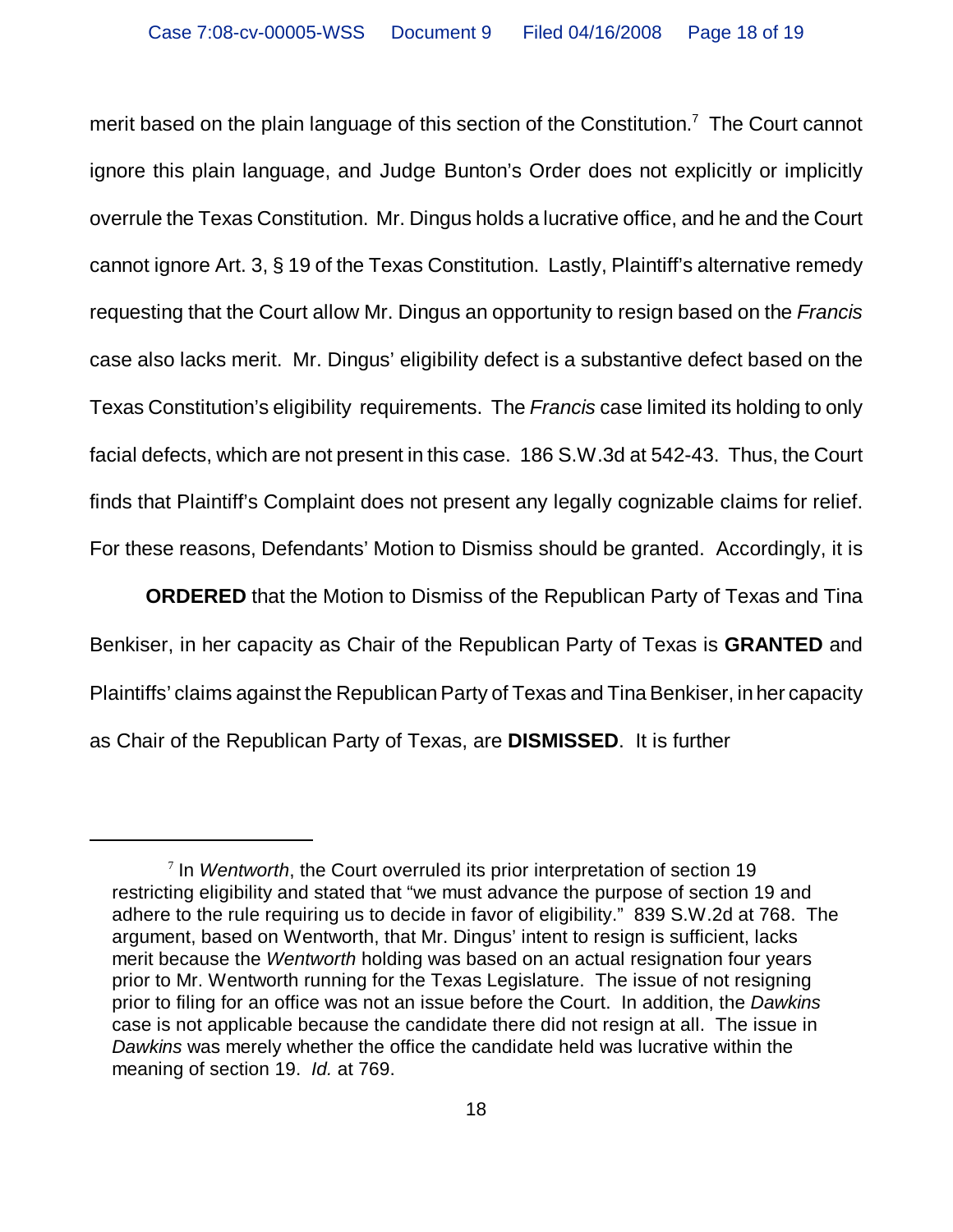merit based on the plain language of this section of the Constitution.[7] The Court cannot ignore this plain language, and Judge Bunton's Order does not explicitly or implicitly overrule the Texas Constitution. Mr. Dingus holds a lucrative office, and he and the Court cannot ignore Art. 3, § 19 of the Texas Constitution. Lastly, Plaintiff's alternative remedy requesting that the Court allow Mr. Dingus an opportunity to resign based on the *Francis* case also lacks merit. Mr. Dingus' eligibility defect is a substantive defect based on the Texas Constitution's eligibility requirements. The *Francis* case limited its holding to only facial defects, which are not present in this case. 186 S.W.3d at 542-43. Thus, the Court finds that Plaintiff's Complaint does not present any legally cognizable claims for relief. For these reasons, Defendants' Motion to Dismiss should be granted. Accordingly, it is

**ORDERED** that the Motion to Dismiss of the Republican Party of Texas and Tina Benkiser, in her capacity as Chair of the Republican Party of Texas is **GRANTED** and Plaintiffs' claims against the Republican Party of Texas and Tina Benkiser, in her capacity as Chair of the Republican Party of Texas, are **DISMISSED**. It is further

---

[7] In *Wentworth*, the Court overruled its prior interpretation of section 19 restricting eligibility and stated that "we must advance the purpose of section 19 and adhere to the rule requiring us to decide in favor of eligibility." 839 S.W.2d at 768. The argument, based on Wentworth, that Mr. Dingus' intent to resign is sufficient, lacks merit because the *Wentworth* holding was based on an actual resignation four years prior to Mr. Wentworth running for the Texas Legislature. The issue of not resigning prior to filing for an office was not an issue before the Court. In addition, the *Dawkins* case is not applicable because the candidate there did not resign at all. The issue in *Dawkins* was merely whether the office the candidate held was lucrative within the meaning of section 19. *Id.* at 769.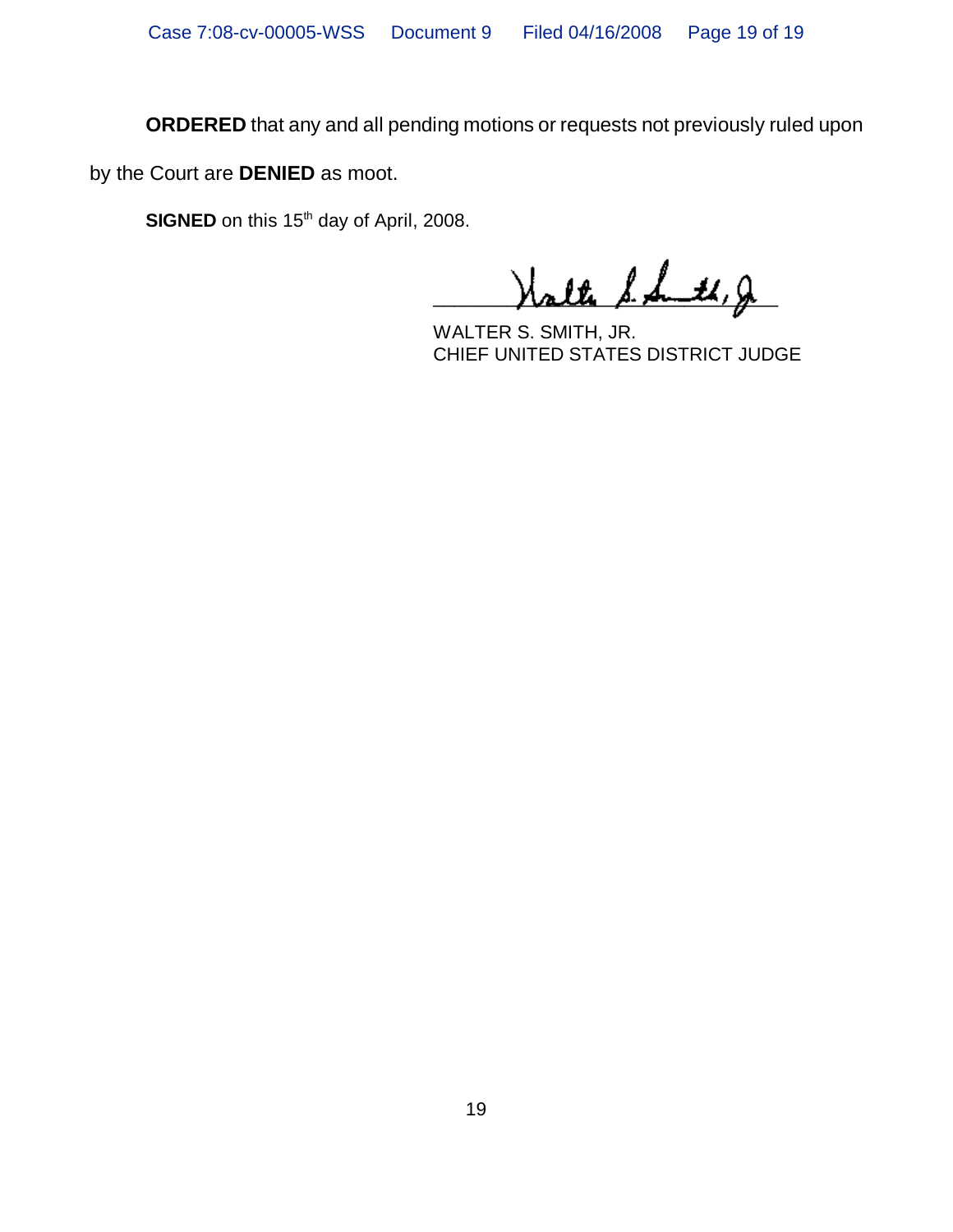**ORDERED** that any and all pending motions or requests not previously ruled upon by the Court are **DENIED** as moot.

**SIGNED** on this 15th day of April, 2008.

WALTER S. SMITH, JR.
CHIEF UNITED STATES DISTRICT JUDGE